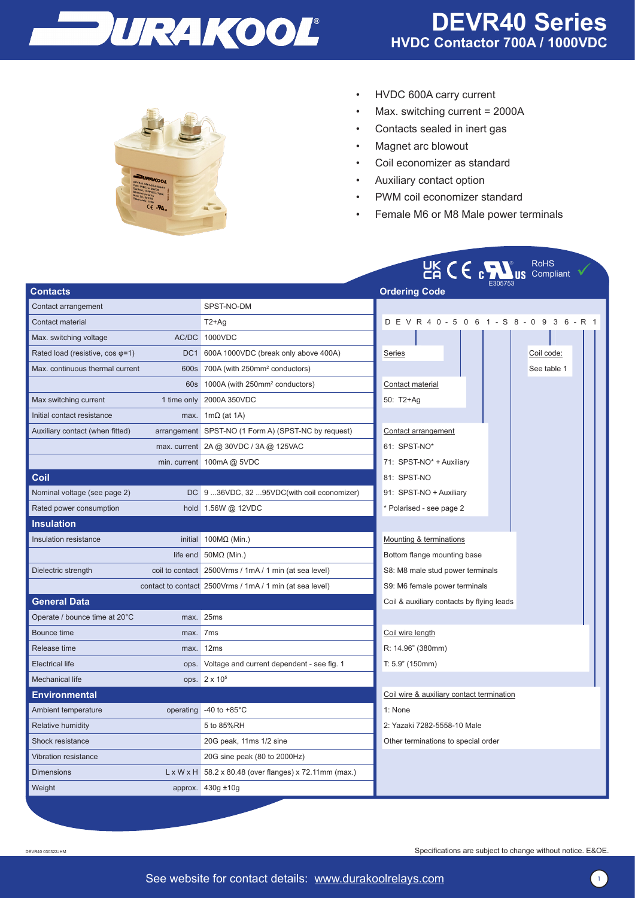# DEVR40 Series
## HVDC Contactor 700A / 1000VDC

- HVDC 600A carry current
- Max. switching current = 2000A
- Contacts sealed in inert gas
- Magnet arc blowout
- Coil economizer as standard
- Auxiliary contact option
- PWM coil economizer standard
- Female M6 or M8 Male power terminals

UK CA CE cULus E305753 RoHS Compliant

## Contacts

| | | |
|---|---|---|
| Contact arrangement | | SPST-NO-DM |
| Contact material | | T2+Ag |
| Max. switching voltage | AC/DC | 1000VDC |
| Rated load (resistive, cos φ=1) | DC1 | 600A 1000VDC (break only above 400A) |
| Max. continuous thermal current | 600s | 700A (with 250mm² conductors) |
| | 60s | 1000A (with 250mm² conductors) |
| Max switching current | 1 time only | 2000A 350VDC |
| Initial contact resistance | max. | 1mΩ (at 1A) |
| Auxiliary contact (when fitted) | arrangement | SPST-NO (1 Form A) (SPST-NC by request) |
| | max. current | 2A @ 30VDC / 3A @ 125VAC |
| | min. current | 100mA @ 5VDC |

## Coil

| | | |
|---|---|---|
| Nominal voltage (see page 2) | DC | 9 ...36VDC, 32 ...95VDC(with coil economizer) |
| Rated power consumption | hold | 1.56W @ 12VDC |

## Insulation

| | | |
|---|---|---|
| Insulation resistance | initial | 100MΩ (Min.) |
| | life end | 50MΩ (Min.) |
| Dielectric strength | coil to contact | 2500Vrms / 1mA / 1 min (at sea level) |
| | contact to contact | 2500Vrms / 1mA / 1 min (at sea level) |

## General Data

| | | |
|---|---|---|
| Operate / bounce time at 20°C | max. | 25ms |
| Bounce time | max. | 7ms |
| Release time | max. | 12ms |
| Electrical life | ops. | Voltage and current dependent - see fig. 1 |
| Mechanical life | ops. | $2 \times 10^5$ |

## Environmental

| | | |
|---|---|---|
| Ambient temperature | operating | -40 to +85°C |
| Relative humidity | | 5 to 85%RH |
| Shock resistance | | 20G peak, 11ms 1/2 sine |
| Vibration resistance | | 20G sine peak (80 to 2000Hz) |
| Dimensions | L x W x H | 58.2 x 80.48 (over flanges) x 72.11mm (max.) |
| Weight | approx. | 430g ±10g |

## Ordering Code

D E V R 4 0 - 5 0 6 1 - S 8 - 0 9 3 6 - R 1

Series

Coil code: See table 1

Contact material
50: T2+Ag

Contact arrangement
61: SPST-NO*
71: SPST-NO* + Auxiliary
81: SPST-NO
91: SPST-NO + Auxiliary
* Polarised - see page 2

Mounting & terminations
Bottom flange mounting base
S8: M8 male stud power terminals
S9: M6 female power terminals
Coil & auxiliary contacts by flying leads

Coil wire length
R: 14.96" (380mm)
T: 5.9" (150mm)

Coil wire & auxiliary contact termination
1: None
2: Yazaki 7282-5558-10 Male
Other terminations to special order

DEVR40 030322JHM

Specifications are subject to change without notice. E&OE.

See website for contact details: www.durakoolrelays.com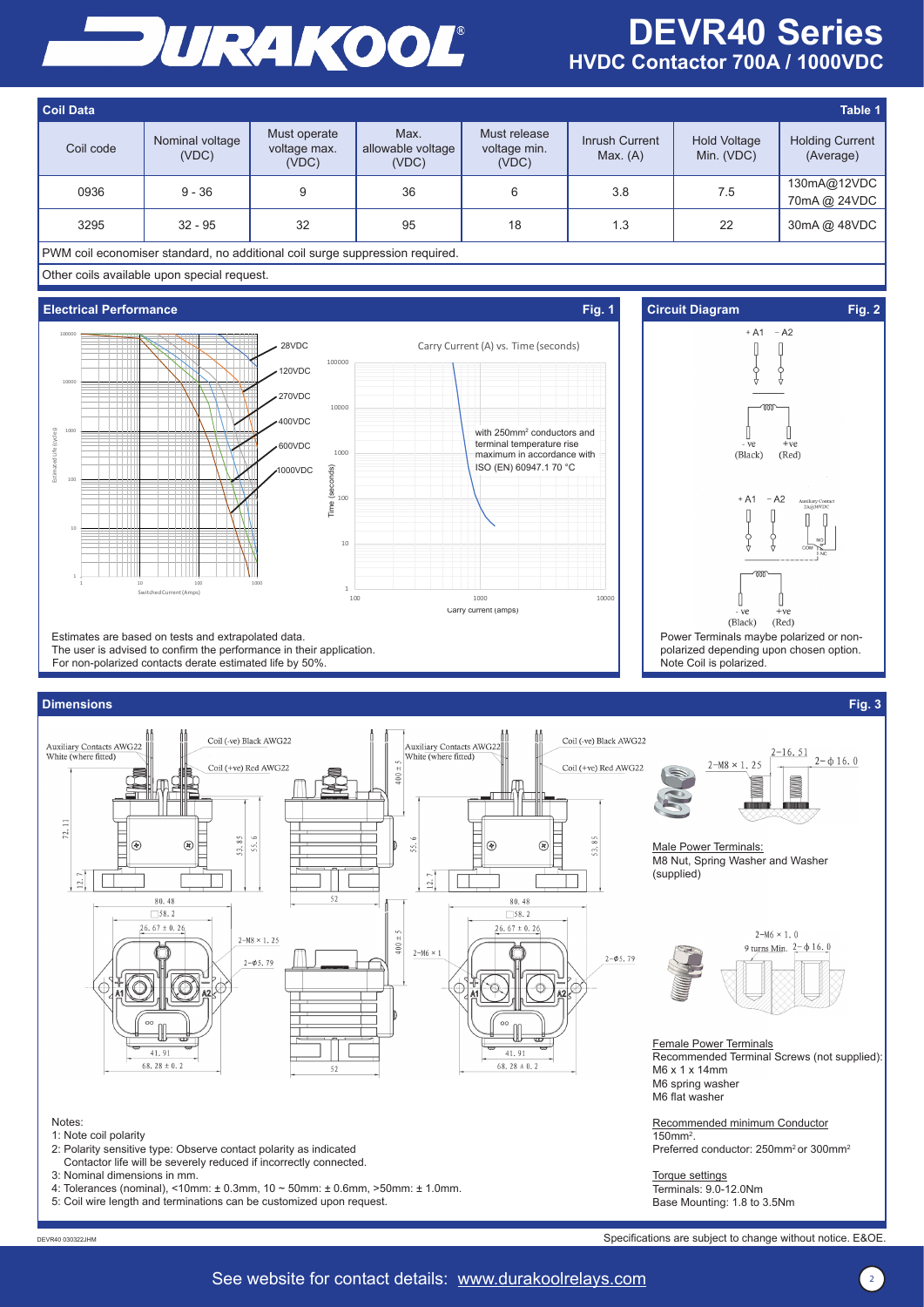# DEVR40 Series
## HVDC Contactor 700A / 1000VDC

### Coil Data — Table 1

| Coil code | Nominal voltage (VDC) | Must operate voltage max. (VDC) | Max. allowable voltage (VDC) | Must release voltage min. (VDC) | Inrush Current Max. (A) | Hold Voltage Min. (VDC) | Holding Current (Average) |
|---|---|---|---|---|---|---|---|
| 0936 | 9 - 36 | 9 | 36 | 6 | 3.8 | 7.5 | 130mA@12VDC 70mA @ 24VDC |
| 3295 | 32 - 95 | 32 | 95 | 18 | 1.3 | 22 | 30mA @ 48VDC |

PWM coil economiser standard, no additional coil surge suppression required.

Other coils available upon special request.

### Electrical Performance — Fig. 1

Estimated Life (cycles)
100000
10000
1000
100
10
1
Switched Current (Amps)
1 10 100 1000
28VDC
120VDC
270VDC
400VDC
600VDC
1000VDC

Carry Current (A) vs. Time (seconds)
Time (seconds)
100000
10000
1000
100
10
1
Carry current (amps)
100 1000 10000
with 250mm² conductors and terminal temperature rise maximum in accordance with ISO (EN) 60947.1 70 °C

Estimates are based on tests and extrapolated data.
The user is advised to confirm the performance in their application.
For non-polarized contacts derate estimated life by 50%.

### Circuit Diagram — Fig. 2

+ A1 − A2
- ve (Black) +ve (Red)

+ A1 − A2
Auxiliary Contact 2A@30VDC
NO COM NC
- ve (Black) +ve (Red)

Power Terminals maybe polarized or non-polarized depending upon chosen option.
Note Coil is polarized.

### Dimensions — Fig. 3

Auxiliary Contacts AWG22 White (where fitted)
Coil (-ve) Black AWG22
Coil (+ve) Red AWG22
72.11, 53.85, 55.6, 12.7, 80.48, □58.2, 26.67 ± 0.26, 2−M8 × 1.25, 2−Ø5.79, 41.91, 68.28 ± 0.2, 52, 400 ± 5, 2−M6 × 1

2−M8 × 1.25, 2−16.51, 2−ϕ16.0

Male Power Terminals:
M8 Nut, Spring Washer and Washer (supplied)

2−M6 × 1.0, 9 turns Min., 2−ϕ16.0

Female Power Terminals
Recommended Terminal Screws (not supplied):
M6 x 1 x 14mm
M6 spring washer
M6 flat washer

Recommended minimum Conductor
150mm².
Preferred conductor: 250mm² or 300mm²

Torque settings
Terminals: 9.0-12.0Nm
Base Mounting: 1.8 to 3.5Nm

Notes:
1: Note coil polarity
2: Polarity sensitive type: Observe contact polarity as indicated
Contactor life will be severely reduced if incorrectly connected.
3: Nominal dimensions in mm.
4: Tolerances (nominal), <10mm: ± 0.3mm, 10 ~ 50mm: ± 0.6mm, >50mm: ± 1.0mm.
5: Coil wire length and terminations can be customized upon request.

DEVR40 030322JHM

Specifications are subject to change without notice. E&OE.

See website for contact details: www.durakoolrelays.com